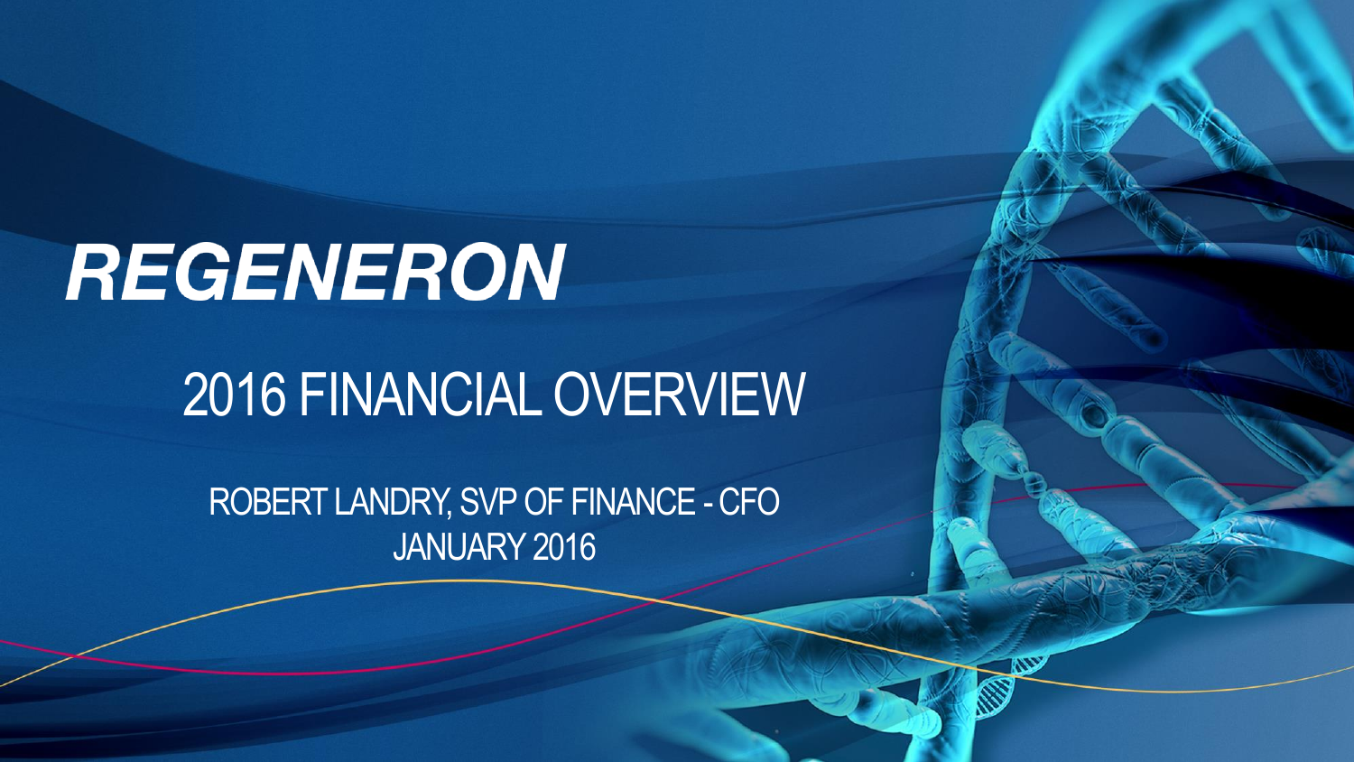# REGENERON

## 2016 FINANCIAL OVERVIEW

ROBERT LANDRY, SVP OF FINANCE - CFO
JANUARY 2016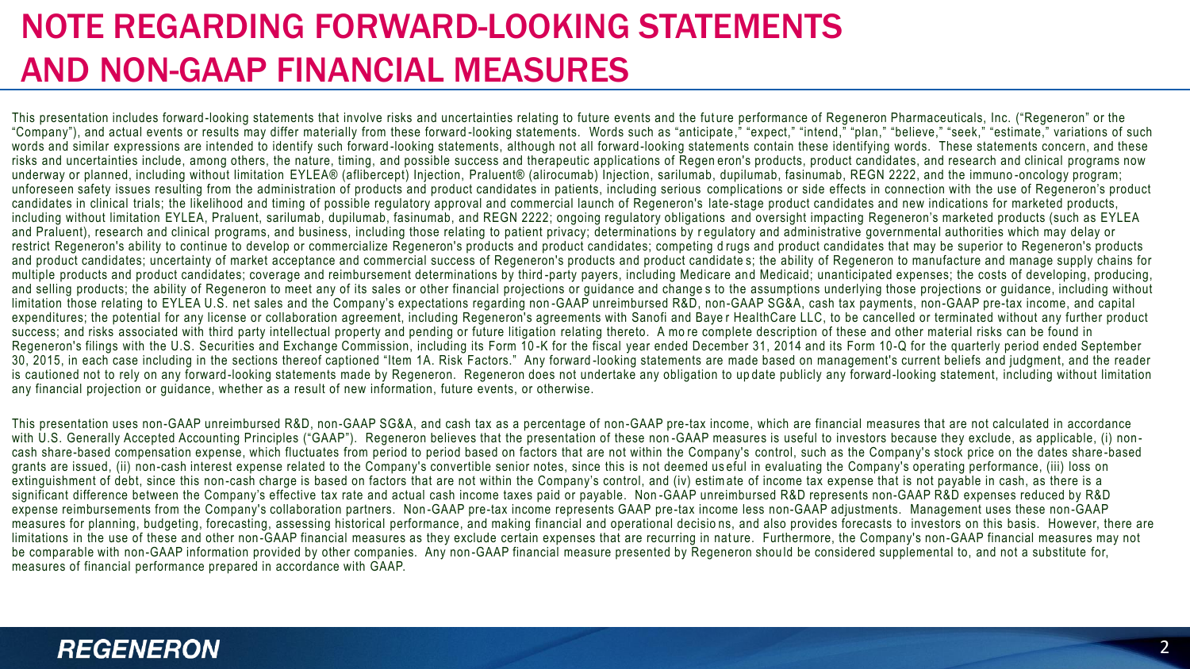# NOTE REGARDING FORWARD-LOOKING STATEMENTS AND NON-GAAP FINANCIAL MEASURES

This presentation includes forward-looking statements that involve risks and uncertainties relating to future events and the future performance of Regeneron Pharmaceuticals, Inc. ("Regeneron" or the "Company"), and actual events or results may differ materially from these forward-looking statements. Words such as "anticipate," "expect," "intend," "plan," "believe," "seek," "estimate," variations of such words and similar expressions are intended to identify such forward-looking statements, although not all forward-looking statements contain these identifying words. These statements concern, and these risks and uncertainties include, among others, the nature, timing, and possible success and therapeutic applications of Regeneron's products, product candidates, and research and clinical programs now underway or planned, including without limitation EYLEA® (aflibercept) Injection, Praluent® (alirocumab) Injection, sarilumab, dupilumab, fasinumab, REGN 2222, and the immuno-oncology program; unforeseen safety issues resulting from the administration of products and product candidates in patients, including serious complications or side effects in connection with the use of Regeneron's product candidates in clinical trials; the likelihood and timing of possible regulatory approval and commercial launch of Regeneron's late-stage product candidates and new indications for marketed products, including without limitation EYLEA, Praluent, sarilumab, dupilumab, fasinumab, and REGN 2222; ongoing regulatory obligations and oversight impacting Regeneron's marketed products (such as EYLEA and Praluent), research and clinical programs, and business, including those relating to patient privacy; determinations by regulatory and administrative governmental authorities which may delay or restrict Regeneron's ability to continue to develop or commercialize Regeneron's products and product candidates; competing drugs and product candidates that may be superior to Regeneron's products and product candidates; uncertainty of market acceptance and commercial success of Regeneron's products and product candidates; the ability of Regeneron to manufacture and manage supply chains for multiple products and product candidates; coverage and reimbursement determinations by third-party payers, including Medicare and Medicaid; unanticipated expenses; the costs of developing, producing, and selling products; the ability of Regeneron to meet any of its sales or other financial projections or guidance and changes to the assumptions underlying those projections or guidance, including without limitation those relating to EYLEA U.S. net sales and the Company's expectations regarding non-GAAP unreimbursed R&D, non-GAAP SG&A, cash tax payments, non-GAAP pre-tax income, and capital expenditures; the potential for any license or collaboration agreement, including Regeneron's agreements with Sanofi and Bayer HealthCare LLC, to be cancelled or terminated without any further product success; and risks associated with third party intellectual property and pending or future litigation relating thereto. A more complete description of these and other material risks can be found in Regeneron's filings with the U.S. Securities and Exchange Commission, including its Form 10-K for the fiscal year ended December 31, 2014 and its Form 10-Q for the quarterly period ended September 30, 2015, in each case including in the sections thereof captioned "Item 1A. Risk Factors." Any forward-looking statements are made based on management's current beliefs and judgment, and the reader is cautioned not to rely on any forward-looking statements made by Regeneron. Regeneron does not undertake any obligation to update publicly any forward-looking statement, including without limitation any financial projection or guidance, whether as a result of new information, future events, or otherwise.

This presentation uses non-GAAP unreimbursed R&D, non-GAAP SG&A, and cash tax as a percentage of non-GAAP pre-tax income, which are financial measures that are not calculated in accordance with U.S. Generally Accepted Accounting Principles ("GAAP"). Regeneron believes that the presentation of these non-GAAP measures is useful to investors because they exclude, as applicable, (i) non-cash share-based compensation expense, which fluctuates from period to period based on factors that are not within the Company's control, such as the Company's stock price on the dates share-based grants are issued, (ii) non-cash interest expense related to the Company's convertible senior notes, since this is not deemed useful in evaluating the Company's operating performance, (iii) loss on extinguishment of debt, since this non-cash charge is based on factors that are not within the Company's control, and (iv) estimate of income tax expense that is not payable in cash, as there is a significant difference between the Company's effective tax rate and actual cash income taxes paid or payable. Non-GAAP unreimbursed R&D represents non-GAAP R&D expenses reduced by R&D expense reimbursements from the Company's collaboration partners. Non-GAAP pre-tax income represents GAAP pre-tax income less non-GAAP adjustments. Management uses these non-GAAP measures for planning, budgeting, forecasting, assessing historical performance, and making financial and operational decisions, and also provides forecasts to investors on this basis. However, there are limitations in the use of these and other non-GAAP financial measures as they exclude certain expenses that are recurring in nature. Furthermore, the Company's non-GAAP financial measures may not be comparable with non-GAAP information provided by other companies. Any non-GAAP financial measure presented by Regeneron should be considered supplemental to, and not a substitute for, measures of financial performance prepared in accordance with GAAP.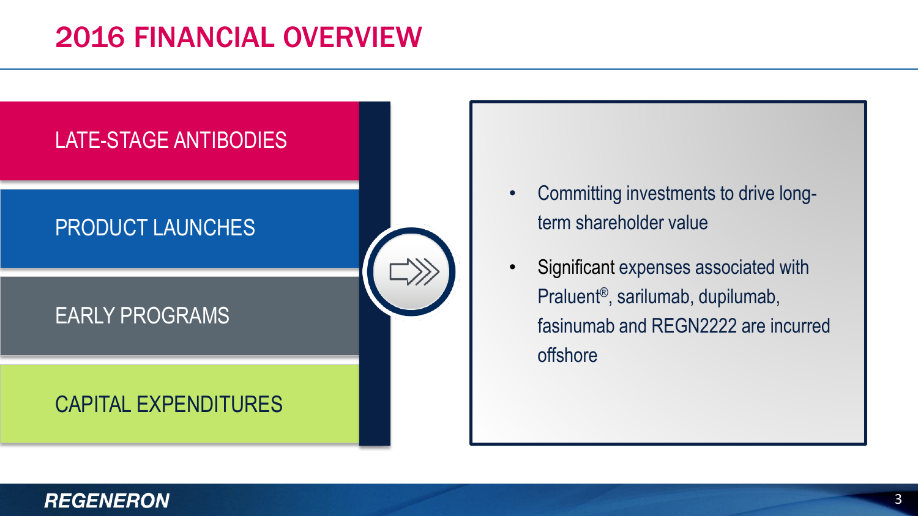# 2016 FINANCIAL OVERVIEW

- LATE-STAGE ANTIBODIES
- PRODUCT LAUNCHES
- EARLY PROGRAMS
- CAPITAL EXPENDITURES

- Committing investments to drive long-term shareholder value
- Significant expenses associated with Praluent®, sarilumab, dupilumab, fasinumab and REGN2222 are incurred offshore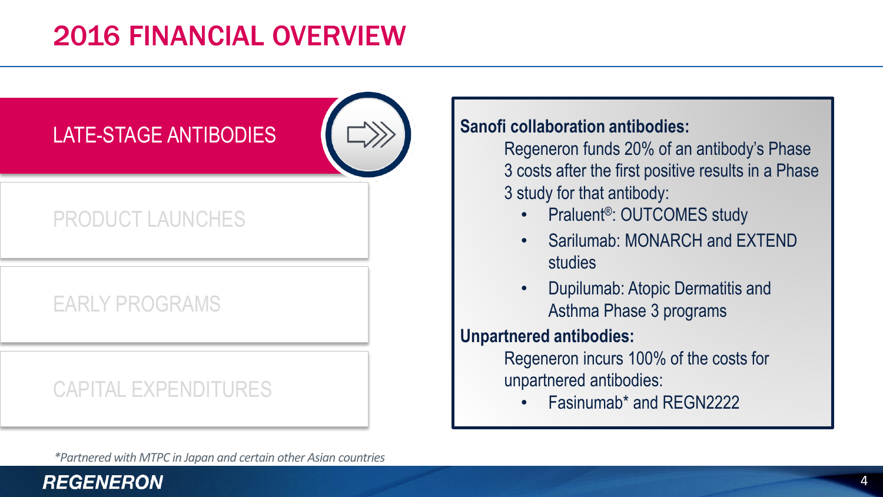# 2016 FINANCIAL OVERVIEW

LATE-STAGE ANTIBODIES

PRODUCT LAUNCHES

EARLY PROGRAMS

CAPITAL EXPENDITURES

**Sanofi collaboration antibodies:**

Regeneron funds 20% of an antibody's Phase 3 costs after the first positive results in a Phase 3 study for that antibody:

- Praluent®: OUTCOMES study
- Sarilumab: MONARCH and EXTEND studies
- Dupilumab: Atopic Dermatitis and Asthma Phase 3 programs

**Unpartnered antibodies:**

Regeneron incurs 100% of the costs for unpartnered antibodies:

- Fasinumab* and REGN2222

*\*Partnered with MTPC in Japan and certain other Asian countries*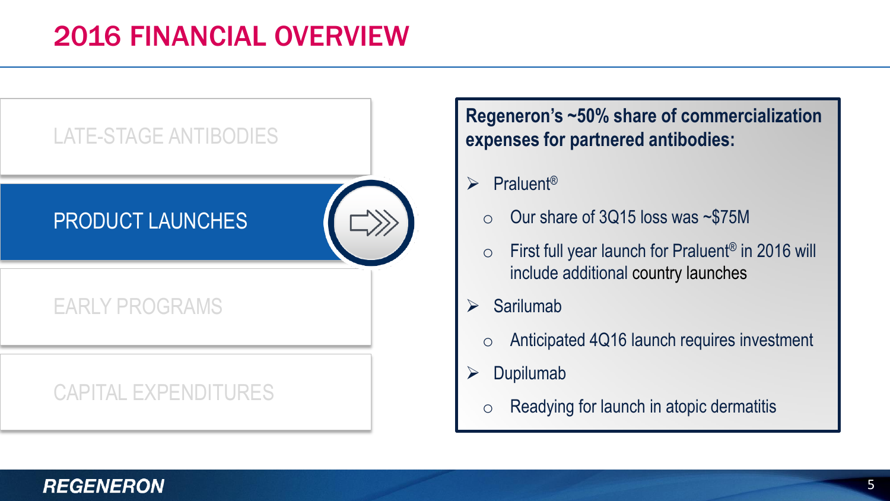# 2016 FINANCIAL OVERVIEW

- LATE-STAGE ANTIBODIES
- **PRODUCT LAUNCHES**
- EARLY PROGRAMS
- CAPITAL EXPENDITURES

**Regeneron's ~50% share of commercialization expenses for partnered antibodies:**

- Praluent®
  - Our share of 3Q15 loss was ~$75M
  - First full year launch for Praluent® in 2016 will include additional country launches
- Sarilumab
  - Anticipated 4Q16 launch requires investment
- Dupilumab
  - Readying for launch in atopic dermatitis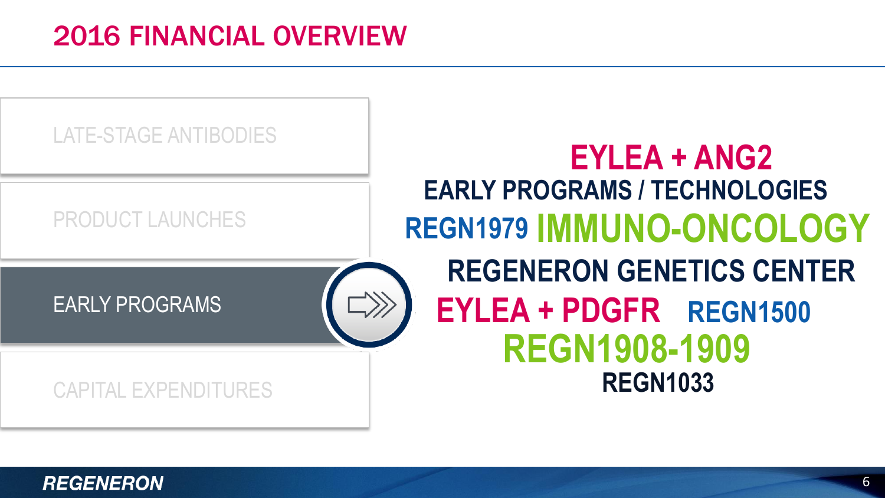# 2016 FINANCIAL OVERVIEW

- LATE-STAGE ANTIBODIES
- PRODUCT LAUNCHES
- **EARLY PROGRAMS**
- CAPITAL EXPENDITURES

EYLEA + ANG2

EARLY PROGRAMS / TECHNOLOGIES

REGN1979 IMMUNO-ONCOLOGY

REGENERON GENETICS CENTER

EYLEA + PDGFR REGN1500

REGN1908-1909

REGN1033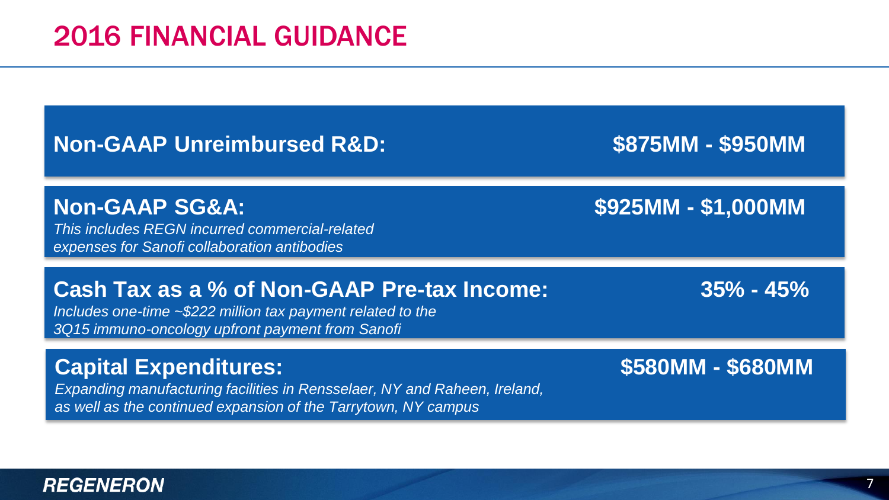# 2016 FINANCIAL GUIDANCE

| | |
|---|---|
| **Non-GAAP Unreimbursed R&D:** | **$875MM - $950MM** |
| **Non-GAAP SG&A:** *This includes REGN incurred commercial-related expenses for Sanofi collaboration antibodies* | **$925MM - $1,000MM** |
| **Cash Tax as a % of Non-GAAP Pre-tax Income:** *Includes one-time ~$222 million tax payment related to the 3Q15 immuno-oncology upfront payment from Sanofi* | **35% - 45%** |
| **Capital Expenditures:** *Expanding manufacturing facilities in Rensselaer, NY and Raheen, Ireland, as well as the continued expansion of the Tarrytown, NY campus* | **$580MM - $680MM** |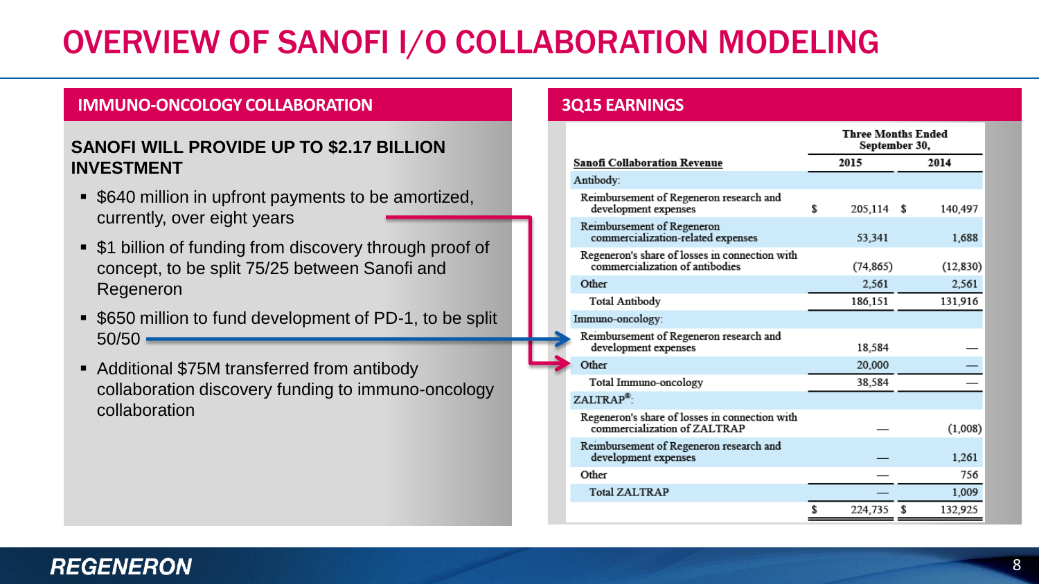# OVERVIEW OF SANOFI I/O COLLABORATION MODELING

## IMMUNO-ONCOLOGY COLLABORATION

**SANOFI WILL PROVIDE UP TO $2.17 BILLION INVESTMENT**

- $640 million in upfront payments to be amortized, currently, over eight years
- $1 billion of funding from discovery through proof of concept, to be split 75/25 between Sanofi and Regeneron
- $650 million to fund development of PD-1, to be split 50/50
- Additional $75M transferred from antibody collaboration discovery funding to immuno-oncology collaboration

## 3Q15 EARNINGS

| Sanofi Collaboration Revenue | Three Months Ended September 30, 2015 | 2014 |
|---|---|---|
| Antibody: | | |
| Reimbursement of Regeneron research and development expenses | $ 205,114 | $ 140,497 |
| Reimbursement of Regeneron commercialization-related expenses | 53,341 | 1,688 |
| Regeneron's share of losses in connection with commercialization of antibodies | (74,865) | (12,830) |
| Other | 2,561 | 2,561 |
| Total Antibody | 186,151 | 131,916 |
| Immuno-oncology: | | |
| Reimbursement of Regeneron research and development expenses | 18,584 | — |
| Other | 20,000 | — |
| Total Immuno-oncology | 38,584 | — |
| ZALTRAP®: | | |
| Regeneron's share of losses in connection with commercialization of ZALTRAP | — | (1,008) |
| Reimbursement of Regeneron research and development expenses | — | 1,261 |
| Other | — | 756 |
| Total ZALTRAP | — | 1,009 |
| | $ 224,735 | $ 132,925 |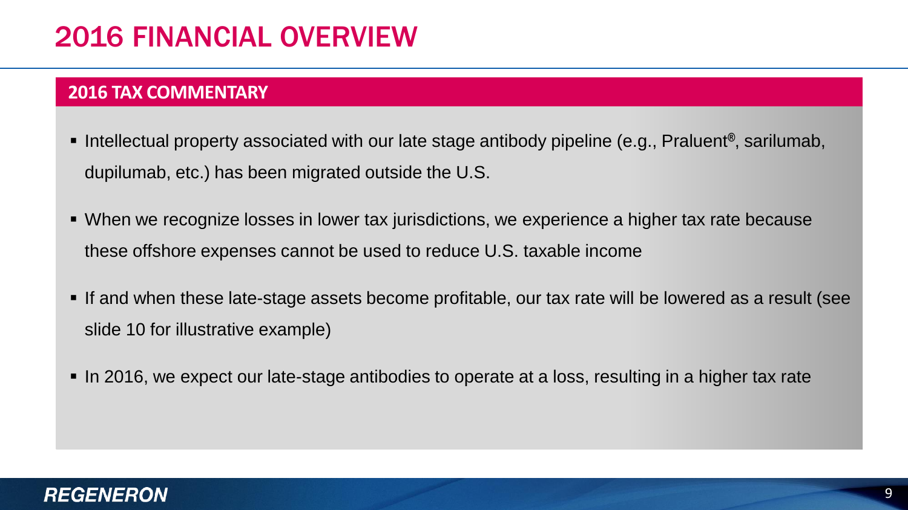# 2016 FINANCIAL OVERVIEW

## 2016 TAX COMMENTARY

- Intellectual property associated with our late stage antibody pipeline (e.g., Praluent®, sarilumab, dupilumab, etc.) has been migrated outside the U.S.
- When we recognize losses in lower tax jurisdictions, we experience a higher tax rate because these offshore expenses cannot be used to reduce U.S. taxable income
- If and when these late-stage assets become profitable, our tax rate will be lowered as a result (see slide 10 for illustrative example)
- In 2016, we expect our late-stage antibodies to operate at a loss, resulting in a higher tax rate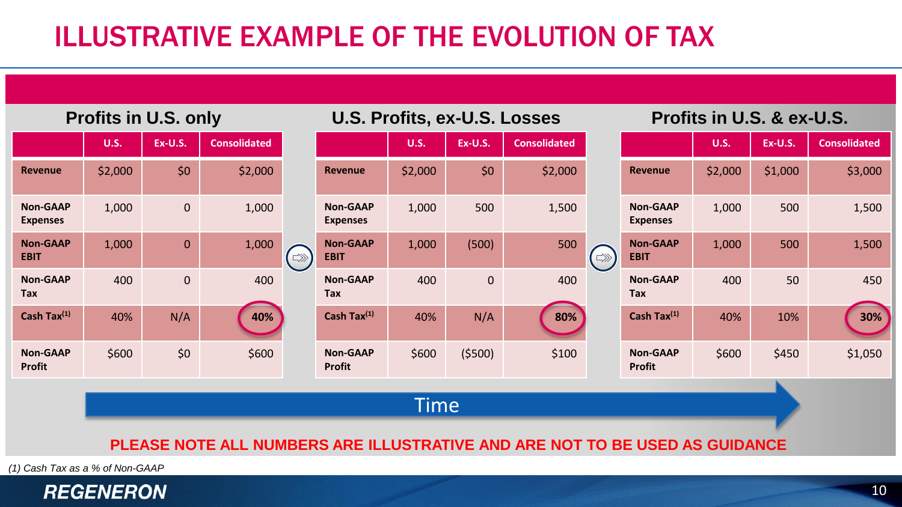# ILLUSTRATIVE EXAMPLE OF THE EVOLUTION OF TAX

### Profits in U.S. only

| | U.S. | Ex-U.S. | Consolidated |
|---|---|---|---|
| **Revenue** | $2,000 | $0 | $2,000 |
| **Non-GAAP Expenses** | 1,000 | 0 | 1,000 |
| **Non-GAAP EBIT** | 1,000 | 0 | 1,000 |
| **Non-GAAP Tax** | 400 | 0 | 400 |
| **Cash Tax[(1)]** | 40% | N/A | **40%** |
| **Non-GAAP Profit** | $600 | $0 | $600 |

### U.S. Profits, ex-U.S. Losses

| | U.S. | Ex-U.S. | Consolidated |
|---|---|---|---|
| **Revenue** | $2,000 | $0 | $2,000 |
| **Non-GAAP Expenses** | 1,000 | 500 | 1,500 |
| **Non-GAAP EBIT** | 1,000 | (500) | 500 |
| **Non-GAAP Tax** | 400 | 0 | 400 |
| **Cash Tax[(1)]** | 40% | N/A | **80%** |
| **Non-GAAP Profit** | $600 | ($500) | $100 |

### Profits in U.S. & ex-U.S.

| | U.S. | Ex-U.S. | Consolidated |
|---|---|---|---|
| **Revenue** | $2,000 | $1,000 | $3,000 |
| **Non-GAAP Expenses** | 1,000 | 500 | 1,500 |
| **Non-GAAP EBIT** | 1,000 | 500 | 1,500 |
| **Non-GAAP Tax** | 400 | 50 | 450 |
| **Cash Tax[(1)]** | 40% | 10% | **30%** |
| **Non-GAAP Profit** | $600 | $450 | $1,050 |

Time

**PLEASE NOTE ALL NUMBERS ARE ILLUSTRATIVE AND ARE NOT TO BE USED AS GUIDANCE**

*(1) Cash Tax as a % of Non-GAAP*

**REGENERON**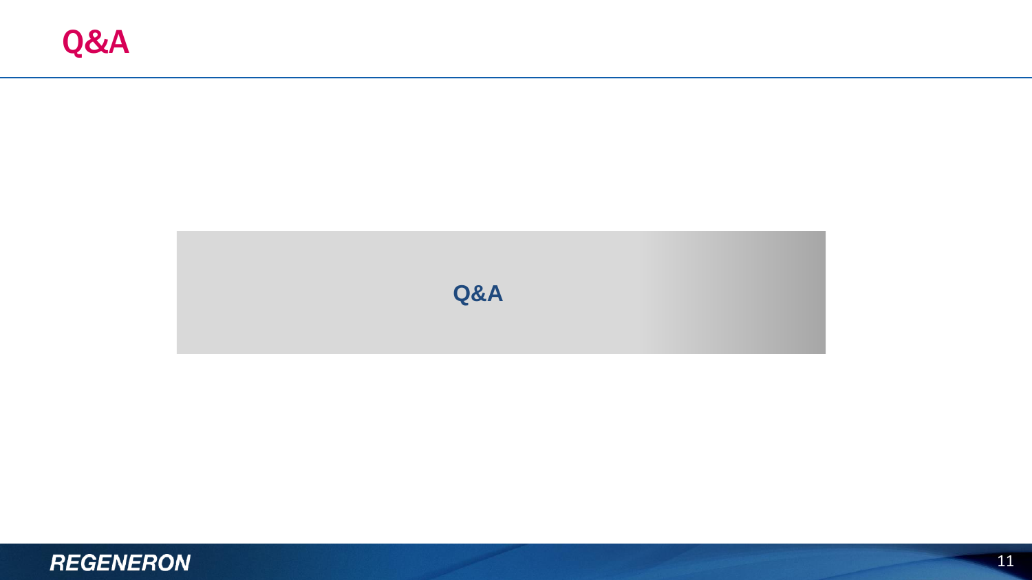# Q&A

**Q&A**